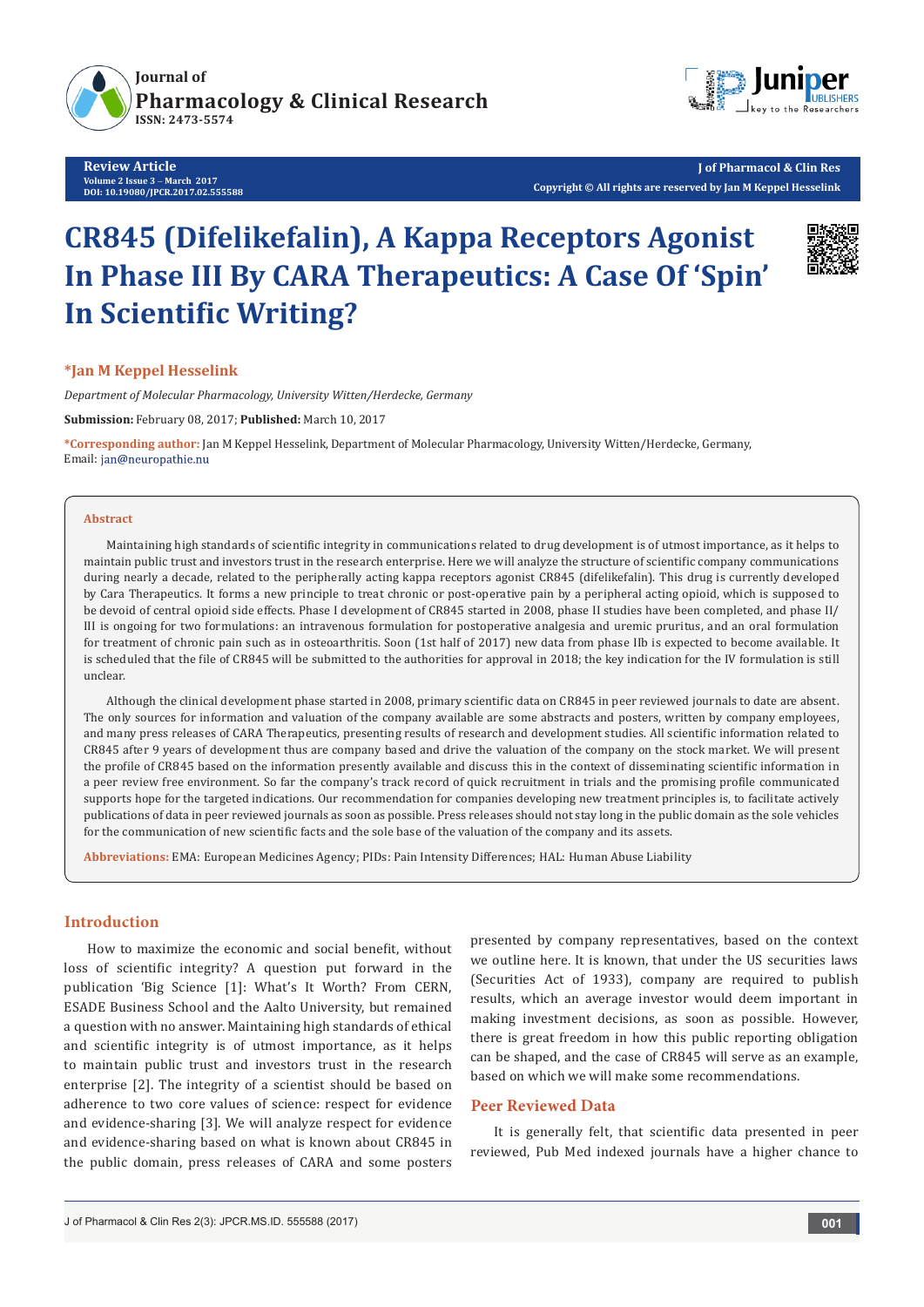# CR845 (Difelikefalin), A Kappa Receptors Agonist In Phase III By CARA Therapeutics: A Case Of 'Spin' In Scientific Writing?

**\*Jan M Keppel Hesselink**

*Department of Molecular Pharmacology, University Witten/Herdecke, Germany*

**Submission:** February 08, 2017; **Published:** March 10, 2017

**\*Corresponding author:** Jan M Keppel Hesselink, Department of Molecular Pharmacology, University Witten/Herdecke, Germany, Email: jan@neuropathie.nu

## Abstract

Maintaining high standards of scientific integrity in communications related to drug development is of utmost importance, as it helps to maintain public trust and investors trust in the research enterprise. Here we will analyze the structure of scientific company communications during nearly a decade, related to the peripherally acting kappa receptors agonist CR845 (difelikefalin). This drug is currently developed by Cara Therapeutics. It forms a new principle to treat chronic or post-operative pain by a peripheral acting opioid, which is supposed to be devoid of central opioid side effects. Phase I development of CR845 started in 2008, phase II studies have been completed, and phase II/III is ongoing for two formulations: an intravenous formulation for postoperative analgesia and uremic pruritus, and an oral formulation for treatment of chronic pain such as in osteoarthritis. Soon (1st half of 2017) new data from phase IIb is expected to become available. It is scheduled that the file of CR845 will be submitted to the authorities for approval in 2018; the key indication for the IV formulation is still unclear.

Although the clinical development phase started in 2008, primary scientific data on CR845 in peer reviewed journals to date are absent. The only sources for information and valuation of the company available are some abstracts and posters, written by company employees, and many press releases of CARA Therapeutics, presenting results of research and development studies. All scientific information related to CR845 after 9 years of development thus are company based and drive the valuation of the company on the stock market. We will present the profile of CR845 based on the information presently available and discuss this in the context of disseminating scientific information in a peer review free environment. So far the company's track record of quick recruitment in trials and the promising profile communicated supports hope for the targeted indications. Our recommendation for companies developing new treatment principles is, to facilitate actively publications of data in peer reviewed journals as soon as possible. Press releases should not stay long in the public domain as the sole vehicles for the communication of new scientific facts and the sole base of the valuation of the company and its assets.

**Abbreviations:** EMA: European Medicines Agency; PIDs: Pain Intensity Differences; HAL: Human Abuse Liability

## Introduction

How to maximize the economic and social benefit, without loss of scientific integrity? A question put forward in the publication 'Big Science [1]: What's It Worth? From CERN, ESADE Business School and the Aalto University, but remained a question with no answer. Maintaining high standards of ethical and scientific integrity is of utmost importance, as it helps to maintain public trust and investors trust in the research enterprise [2]. The integrity of a scientist should be based on adherence to two core values of science: respect for evidence and evidence-sharing [3]. We will analyze respect for evidence and evidence-sharing based on what is known about CR845 in the public domain, press releases of CARA and some posters presented by company representatives, based on the context we outline here. It is known, that under the US securities laws (Securities Act of 1933), company are required to publish results, which an average investor would deem important in making investment decisions, as soon as possible. However, there is great freedom in how this public reporting obligation can be shaped, and the case of CR845 will serve as an example, based on which we will make some recommendations.

## Peer Reviewed Data

It is generally felt, that scientific data presented in peer reviewed, Pub Med indexed journals have a higher chance to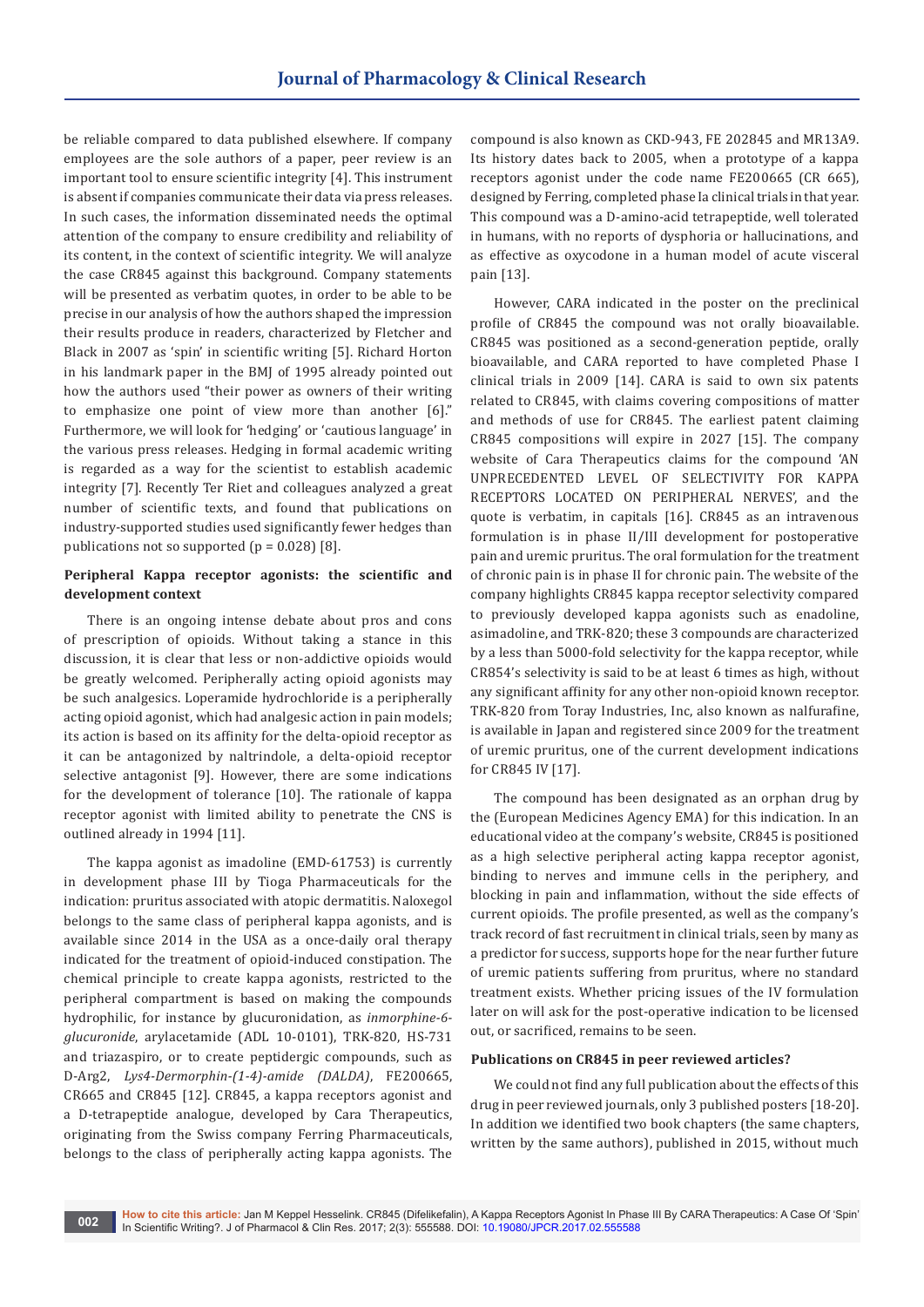be reliable compared to data published elsewhere. If company employees are the sole authors of a paper, peer review is an important tool to ensure scientific integrity [4]. This instrument is absent if companies communicate their data via press releases. In such cases, the information disseminated needs the optimal attention of the company to ensure credibility and reliability of its content, in the context of scientific integrity. We will analyze the case CR845 against this background. Company statements will be presented as verbatim quotes, in order to be able to be precise in our analysis of how the authors shaped the impression their results produce in readers, characterized by Fletcher and Black in 2007 as 'spin' in scientific writing [5]. Richard Horton in his landmark paper in the BMJ of 1995 already pointed out how the authors used "their power as owners of their writing to emphasize one point of view more than another [6]." Furthermore, we will look for 'hedging' or 'cautious language' in the various press releases. Hedging in formal academic writing is regarded as a way for the scientist to establish academic integrity [7]. Recently Ter Riet and colleagues analyzed a great number of scientific texts, and found that publications on industry-supported studies used significantly fewer hedges than publications not so supported (p = 0.028) [8].

**Peripheral Kappa receptor agonists: the scientific and development context**

There is an ongoing intense debate about pros and cons of prescription of opioids. Without taking a stance in this discussion, it is clear that less or non-addictive opioids would be greatly welcomed. Peripherally acting opioid agonists may be such analgesics. Loperamide hydrochloride is a peripherally acting opioid agonist, which had analgesic action in pain models; its action is based on its affinity for the delta-opioid receptor as it can be antagonized by naltrindole, a delta-opioid receptor selective antagonist [9]. However, there are some indications for the development of tolerance [10]. The rationale of kappa receptor agonist with limited ability to penetrate the CNS is outlined already in 1994 [11].

The kappa agonist as imadoline (EMD-61753) is currently in development phase III by Tioga Pharmaceuticals for the indication: pruritus associated with atopic dermatitis. Naloxegol belongs to the same class of peripheral kappa agonists, and is available since 2014 in the USA as a once-daily oral therapy indicated for the treatment of opioid-induced constipation. The chemical principle to create kappa agonists, restricted to the peripheral compartment is based on making the compounds hydrophilic, for instance by glucuronidation, as *inmorphine-6-glucuronide*, arylacetamide (ADL 10-0101), TRK-820, HS-731 and triazaspiro, or to create peptidergic compounds, such as D-Arg2, *Lys4-Dermorphin-(1-4)-amide (DALDA)*, FE200665, CR665 and CR845 [12]. CR845, a kappa receptors agonist and a D-tetrapeptide analogue, developed by Cara Therapeutics, originating from the Swiss company Ferring Pharmaceuticals, belongs to the class of peripherally acting kappa agonists. The compound is also known as CKD-943, FE 202845 and MR13A9. Its history dates back to 2005, when a prototype of a kappa receptors agonist under the code name FE200665 (CR 665), designed by Ferring, completed phase Ia clinical trials in that year. This compound was a D-amino-acid tetrapeptide, well tolerated in humans, with no reports of dysphoria or hallucinations, and as effective as oxycodone in a human model of acute visceral pain [13].

However, CARA indicated in the poster on the preclinical profile of CR845 the compound was not orally bioavailable. CR845 was positioned as a second-generation peptide, orally bioavailable, and CARA reported to have completed Phase I clinical trials in 2009 [14]. CARA is said to own six patents related to CR845, with claims covering compositions of matter and methods of use for CR845. The earliest patent claiming CR845 compositions will expire in 2027 [15]. The company website of Cara Therapeutics claims for the compound 'AN UNPRECEDENTED LEVEL OF SELECTIVITY FOR KAPPA RECEPTORS LOCATED ON PERIPHERAL NERVES', and the quote is verbatim, in capitals [16]. CR845 as an intravenous formulation is in phase II/III development for postoperative pain and uremic pruritus. The oral formulation for the treatment of chronic pain is in phase II for chronic pain. The website of the company highlights CR845 kappa receptor selectivity compared to previously developed kappa agonists such as enadoline, asimadoline, and TRK-820; these 3 compounds are characterized by a less than 5000-fold selectivity for the kappa receptor, while CR854's selectivity is said to be at least 6 times as high, without any significant affinity for any other non-opioid known receptor. TRK-820 from Toray Industries, Inc, also known as nalfurafine, is available in Japan and registered since 2009 for the treatment of uremic pruritus, one of the current development indications for CR845 IV [17].

The compound has been designated as an orphan drug by the (European Medicines Agency EMA) for this indication. In an educational video at the company's website, CR845 is positioned as a high selective peripheral acting kappa receptor agonist, binding to nerves and immune cells in the periphery, and blocking in pain and inflammation, without the side effects of current opioids. The profile presented, as well as the company's track record of fast recruitment in clinical trials, seen by many as a predictor for success, supports hope for the near further future of uremic patients suffering from pruritus, where no standard treatment exists. Whether pricing issues of the IV formulation later on will ask for the post-operative indication to be licensed out, or sacrificed, remains to be seen.

**Publications on CR845 in peer reviewed articles?**

We could not find any full publication about the effects of this drug in peer reviewed journals, only 3 published posters [18-20]. In addition we identified two book chapters (the same chapters, written by the same authors), published in 2015, without much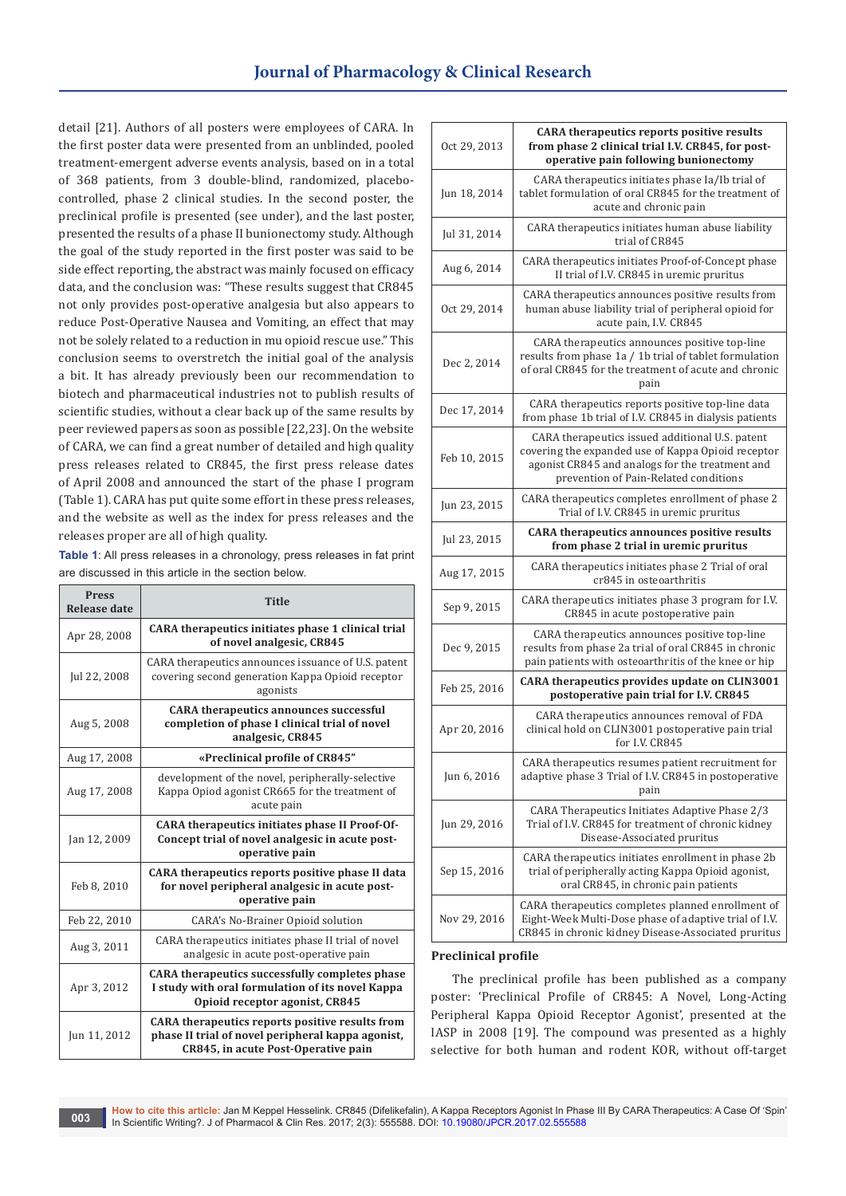detail [21]. Authors of all posters were employees of CARA. In the first poster data were presented from an unblinded, pooled treatment-emergent adverse events analysis, based on in a total of 368 patients, from 3 double-blind, randomized, placebo-controlled, phase 2 clinical studies. In the second poster, the preclinical profile is presented (see under), and the last poster, presented the results of a phase II bunionectomy study. Although the goal of the study reported in the first poster was said to be side effect reporting, the abstract was mainly focused on efficacy data, and the conclusion was: "These results suggest that CR845 not only provides post-operative analgesia but also appears to reduce Post-Operative Nausea and Vomiting, an effect that may not be solely related to a reduction in mu opioid rescue use." This conclusion seems to overstretch the initial goal of the analysis a bit. It has already previously been our recommendation to biotech and pharmaceutical industries not to publish results of scientific studies, without a clear back up of the same results by peer reviewed papers as soon as possible [22,23]. On the website of CARA, we can find a great number of detailed and high quality press releases related to CR845, the first press release dates of April 2008 and announced the start of the phase I program (Table 1). CARA has put quite some effort in these press releases, and the website as well as the index for press releases and the releases proper are all of high quality.

**Table 1**: All press releases in a chronology, press releases in fat print are discussed in this article in the section below.

| Press Release date | Title |
|---|---|
| Apr 28, 2008 | **CARA therapeutics initiates phase 1 clinical trial of novel analgesic, CR845** |
| Jul 22, 2008 | CARA therapeutics announces issuance of U.S. patent covering second generation Kappa Opioid receptor agonists |
| Aug 5, 2008 | **CARA therapeutics announces successful completion of phase I clinical trial of novel analgesic, CR845** |
| Aug 17, 2008 | **«Preclinical profile of CR845"** |
| Aug 17, 2008 | development of the novel, peripherally-selective Kappa Opiod agonist CR665 for the treatment of acute pain |
| Jan 12, 2009 | **CARA therapeutics initiates phase II Proof-Of-Concept trial of novel analgesic in acute post-operative pain** |
| Feb 8, 2010 | **CARA therapeutics reports positive phase II data for novel peripheral analgesic in acute post-operative pain** |
| Feb 22, 2010 | CARA's No-Brainer Opioid solution |
| Aug 3, 2011 | CARA therapeutics initiates phase II trial of novel analgesic in acute post-operative pain |
| Apr 3, 2012 | **CARA therapeutics successfully completes phase I study with oral formulation of its novel Kappa Opioid receptor agonist, CR845** |
| Jun 11, 2012 | **CARA therapeutics reports positive results from phase II trial of novel peripheral kappa agonist, CR845, in acute Post-Operative pain** |
| Oct 29, 2013 | **CARA therapeutics reports positive results from phase 2 clinical trial I.V. CR845, for post-operative pain following bunionectomy** |
| Jun 18, 2014 | CARA therapeutics initiates phase Ia/Ib trial of tablet formulation of oral CR845 for the treatment of acute and chronic pain |
| Jul 31, 2014 | CARA therapeutics initiates human abuse liability trial of CR845 |
| Aug 6, 2014 | CARA therapeutics initiates Proof-of-Concept phase II trial of I.V. CR845 in uremic pruritus |
| Oct 29, 2014 | CARA therapeutics announces positive results from human abuse liability trial of peripheral opioid for acute pain, I.V. CR845 |
| Dec 2, 2014 | CARA therapeutics announces positive top-line results from phase 1a / 1b trial of tablet formulation of oral CR845 for the treatment of acute and chronic pain |
| Dec 17, 2014 | CARA therapeutics reports positive top-line data from phase 1b trial of I.V. CR845 in dialysis patients |
| Feb 10, 2015 | CARA therapeutics issued additional U.S. patent covering the expanded use of Kappa Opioid receptor agonist CR845 and analogs for the treatment and prevention of Pain-Related conditions |
| Jun 23, 2015 | CARA therapeutics completes enrollment of phase 2 Trial of I.V. CR845 in uremic pruritus |
| Jul 23, 2015 | **CARA therapeutics announces positive results from phase 2 trial in uremic pruritus** |
| Aug 17, 2015 | CARA therapeutics initiates phase 2 Trial of oral cr845 in osteoarthritis |
| Sep 9, 2015 | CARA therapeutics initiates phase 3 program for I.V. CR845 in acute postoperative pain |
| Dec 9, 2015 | CARA therapeutics announces positive top-line results from phase 2a trial of oral CR845 in chronic pain patients with osteoarthritis of the knee or hip |
| Feb 25, 2016 | **CARA therapeutics provides update on CLIN3001 postoperative pain trial for I.V. CR845** |
| Apr 20, 2016 | CARA therapeutics announces removal of FDA clinical hold on CLIN3001 postoperative pain trial for I.V. CR845 |
| Jun 6, 2016 | CARA therapeutics resumes patient recruitment for adaptive phase 3 Trial of I.V. CR845 in postoperative pain |
| Jun 29, 2016 | CARA Therapeutics Initiates Adaptive Phase 2/3 Trial of I.V. CR845 for treatment of chronic kidney Disease-Associated pruritus |
| Sep 15, 2016 | CARA therapeutics initiates enrollment in phase 2b trial of peripherally acting Kappa Opioid agonist, oral CR845, in chronic pain patients |
| Nov 29, 2016 | CARA therapeutics completes planned enrollment of Eight-Week Multi-Dose phase of adaptive trial of I.V. CR845 in chronic kidney Disease-Associated pruritus |

### Preclinical profile

The preclinical profile has been published as a company poster: 'Preclinical Profile of CR845: A Novel, Long-Acting Peripheral Kappa Opioid Receptor Agonist', presented at the IASP in 2008 [19]. The compound was presented as a highly selective for both human and rodent KOR, without off-target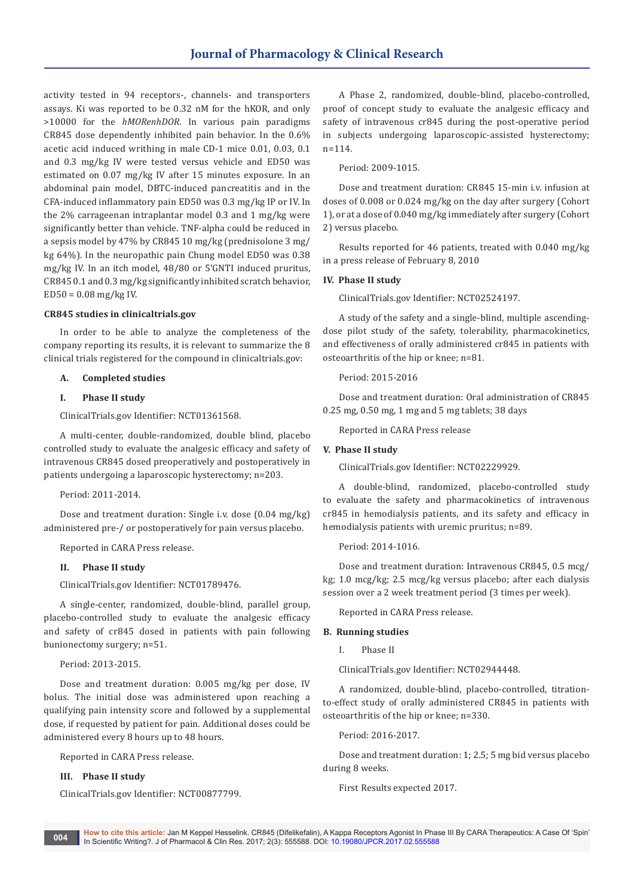activity tested in 94 receptors-, channels- and transporters assays. Ki was reported to be 0.32 nM for the hKOR, and only >10000 for the *hMORenhDOR*. In various pain paradigms CR845 dose dependently inhibited pain behavior. In the 0.6% acetic acid induced writhing in male CD-1 mice 0.01, 0.03, 0.1 and 0.3 mg/kg IV were tested versus vehicle and ED50 was estimated on 0.07 mg/kg IV after 15 minutes exposure. In an abdominal pain model, DBTC-induced pancreatitis and in the CFA-induced inflammatory pain ED50 was 0.3 mg/kg IP or IV. In the 2% carrageenan intraplantar model 0.3 and 1 mg/kg were significantly better than vehicle. TNF-alpha could be reduced in a sepsis model by 47% by CR845 10 mg/kg (prednisolone 3 mg/kg 64%). In the neuropathic pain Chung model ED50 was 0.38 mg/kg IV. In an itch model, 48/80 or 5'GNTI induced pruritus, CR845 0.1 and 0.3 mg/kg significantly inhibited scratch behavior, ED50 = 0.08 mg/kg IV.

**CR845 studies in clinicaltrials.gov**

In order to be able to analyze the completeness of the company reporting its results, it is relevant to summarize the 8 clinical trials registered for the compound in clinicaltrials.gov:

**A. Completed studies**

**I. Phase II study**

ClinicalTrials.gov Identifier: NCT01361568.

A multi-center, double-randomized, double blind, placebo controlled study to evaluate the analgesic efficacy and safety of intravenous CR845 dosed preoperatively and postoperatively in patients undergoing a laparoscopic hysterectomy; n=203.

Period: 2011-2014.

Dose and treatment duration: Single i.v. dose (0.04 mg/kg) administered pre-/ or postoperatively for pain versus placebo.

Reported in CARA Press release.

**II. Phase II study**

ClinicalTrials.gov Identifier: NCT01789476.

A single-center, randomized, double-blind, parallel group, placebo-controlled study to evaluate the analgesic efficacy and safety of cr845 dosed in patients with pain following bunionectomy surgery; n=51.

Period: 2013-2015.

Dose and treatment duration: 0.005 mg/kg per dose, IV bolus. The initial dose was administered upon reaching a qualifying pain intensity score and followed by a supplemental dose, if requested by patient for pain. Additional doses could be administered every 8 hours up to 48 hours.

Reported in CARA Press release.

**III. Phase II study**

ClinicalTrials.gov Identifier: NCT00877799.

A Phase 2, randomized, double-blind, placebo-controlled, proof of concept study to evaluate the analgesic efficacy and safety of intravenous cr845 during the post-operative period in subjects undergoing laparoscopic-assisted hysterectomy; n=114.

Period: 2009-1015.

Dose and treatment duration: CR845 15-min i.v. infusion at doses of 0.008 or 0.024 mg/kg on the day after surgery (Cohort 1), or at a dose of 0.040 mg/kg immediately after surgery (Cohort 2) versus placebo.

Results reported for 46 patients, treated with 0.040 mg/kg in a press release of February 8, 2010

**IV. Phase II study**

ClinicalTrials.gov Identifier: NCT02524197.

A study of the safety and a single-blind, multiple ascending-dose pilot study of the safety, tolerability, pharmacokinetics, and effectiveness of orally administered cr845 in patients with osteoarthritis of the hip or knee; n=81.

Period: 2015-2016

Dose and treatment duration: Oral administration of CR845 0.25 mg, 0.50 mg, 1 mg and 5 mg tablets; 38 days

Reported in CARA Press release

**V. Phase II study**

ClinicalTrials.gov Identifier: NCT02229929.

A double-blind, randomized, placebo-controlled study to evaluate the safety and pharmacokinetics of intravenous cr845 in hemodialysis patients, and its safety and efficacy in hemodialysis patients with uremic pruritus; n=89.

Period: 2014-1016.

Dose and treatment duration: Intravenous CR845, 0.5 mcg/kg; 1.0 mcg/kg; 2.5 mcg/kg versus placebo; after each dialysis session over a 2 week treatment period (3 times per week).

Reported in CARA Press release.

**B. Running studies**

I. Phase II

ClinicalTrials.gov Identifier: NCT02944448.

A randomized, double-blind, placebo-controlled, titration-to-effect study of orally administered CR845 in patients with osteoarthritis of the hip or knee; n=330.

Period: 2016-2017.

Dose and treatment duration: 1; 2.5; 5 mg bid versus placebo during 8 weeks.

First Results expected 2017.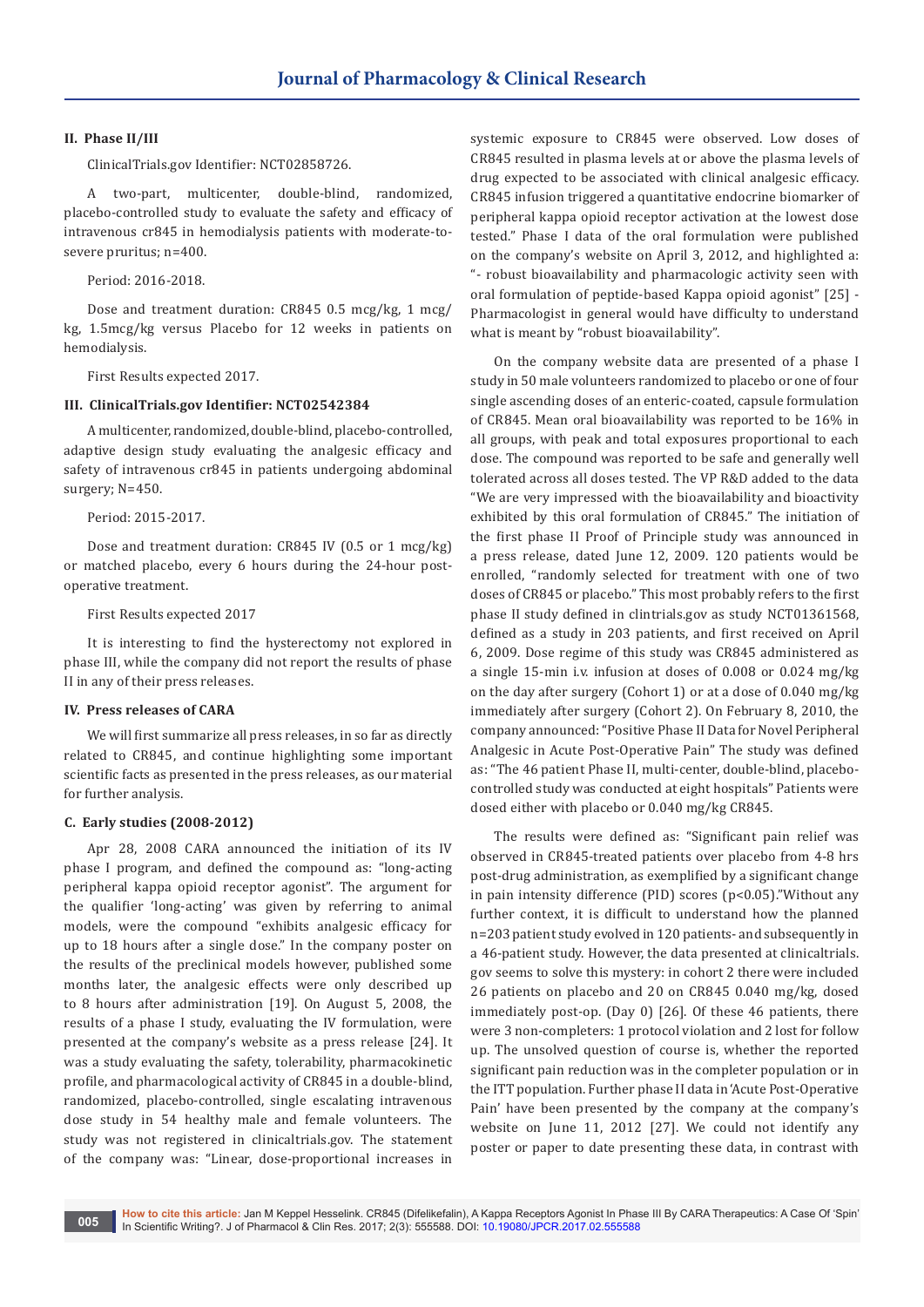### II. Phase II/III

ClinicalTrials.gov Identifier: NCT02858726.

A two-part, multicenter, double-blind, randomized, placebo-controlled study to evaluate the safety and efficacy of intravenous cr845 in hemodialysis patients with moderate-to-severe pruritus; n=400.

Period: 2016-2018.

Dose and treatment duration: CR845 0.5 mcg/kg, 1 mcg/kg, 1.5mcg/kg versus Placebo for 12 weeks in patients on hemodialysis.

First Results expected 2017.

### III. ClinicalTrials.gov Identifier: NCT02542384

A multicenter, randomized, double-blind, placebo-controlled, adaptive design study evaluating the analgesic efficacy and safety of intravenous cr845 in patients undergoing abdominal surgery; N=450.

Period: 2015-2017.

Dose and treatment duration: CR845 IV (0.5 or 1 mcg/kg) or matched placebo, every 6 hours during the 24-hour post-operative treatment.

First Results expected 2017

It is interesting to find the hysterectomy not explored in phase III, while the company did not report the results of phase II in any of their press releases.

### IV. Press releases of CARA

We will first summarize all press releases, in so far as directly related to CR845, and continue highlighting some important scientific facts as presented in the press releases, as our material for further analysis.

### C. Early studies (2008-2012)

Apr 28, 2008 CARA announced the initiation of its IV phase I program, and defined the compound as: "long-acting peripheral kappa opioid receptor agonist". The argument for the qualifier 'long-acting' was given by referring to animal models, were the compound "exhibits analgesic efficacy for up to 18 hours after a single dose." In the company poster on the results of the preclinical models however, published some months later, the analgesic effects were only described up to 8 hours after administration [19]. On August 5, 2008, the results of a phase I study, evaluating the IV formulation, were presented at the company's website as a press release [24]. It was a study evaluating the safety, tolerability, pharmacokinetic profile, and pharmacological activity of CR845 in a double-blind, randomized, placebo-controlled, single escalating intravenous dose study in 54 healthy male and female volunteers. The study was not registered in clinicaltrials.gov. The statement of the company was: "Linear, dose-proportional increases in systemic exposure to CR845 were observed. Low doses of CR845 resulted in plasma levels at or above the plasma levels of drug expected to be associated with clinical analgesic efficacy. CR845 infusion triggered a quantitative endocrine biomarker of peripheral kappa opioid receptor activation at the lowest dose tested." Phase I data of the oral formulation were published on the company's website on April 3, 2012, and highlighted a: "- robust bioavailability and pharmacologic activity seen with oral formulation of peptide-based Kappa opioid agonist" [25] - Pharmacologist in general would have difficulty to understand what is meant by "robust bioavailability".

On the company website data are presented of a phase I study in 50 male volunteers randomized to placebo or one of four single ascending doses of an enteric-coated, capsule formulation of CR845. Mean oral bioavailability was reported to be 16% in all groups, with peak and total exposures proportional to each dose. The compound was reported to be safe and generally well tolerated across all doses tested. The VP R&D added to the data "We are very impressed with the bioavailability and bioactivity exhibited by this oral formulation of CR845." The initiation of the first phase II Proof of Principle study was announced in a press release, dated June 12, 2009. 120 patients would be enrolled, "randomly selected for treatment with one of two doses of CR845 or placebo." This most probably refers to the first phase II study defined in clintrials.gov as study NCT01361568, defined as a study in 203 patients, and first received on April 6, 2009. Dose regime of this study was CR845 administered as a single 15-min i.v. infusion at doses of 0.008 or 0.024 mg/kg on the day after surgery (Cohort 1) or at a dose of 0.040 mg/kg immediately after surgery (Cohort 2). On February 8, 2010, the company announced: "Positive Phase II Data for Novel Peripheral Analgesic in Acute Post-Operative Pain" The study was defined as: "The 46 patient Phase II, multi-center, double-blind, placebo-controlled study was conducted at eight hospitals" Patients were dosed either with placebo or 0.040 mg/kg CR845.

The results were defined as: "Significant pain relief was observed in CR845-treated patients over placebo from 4-8 hrs post-drug administration, as exemplified by a significant change in pain intensity difference (PID) scores ($p<0.05$)."Without any further context, it is difficult to understand how the planned n=203 patient study evolved in 120 patients- and subsequently in a 46-patient study. However, the data presented at clinicaltrials.gov seems to solve this mystery: in cohort 2 there were included 26 patients on placebo and 20 on CR845 0.040 mg/kg, dosed immediately post-op. (Day 0) [26]. Of these 46 patients, there were 3 non-completers: 1 protocol violation and 2 lost for follow up. The unsolved question of course is, whether the reported significant pain reduction was in the completer population or in the ITT population. Further phase II data in 'Acute Post-Operative Pain' have been presented by the company at the company's website on June 11, 2012 [27]. We could not identify any poster or paper to date presenting these data, in contrast with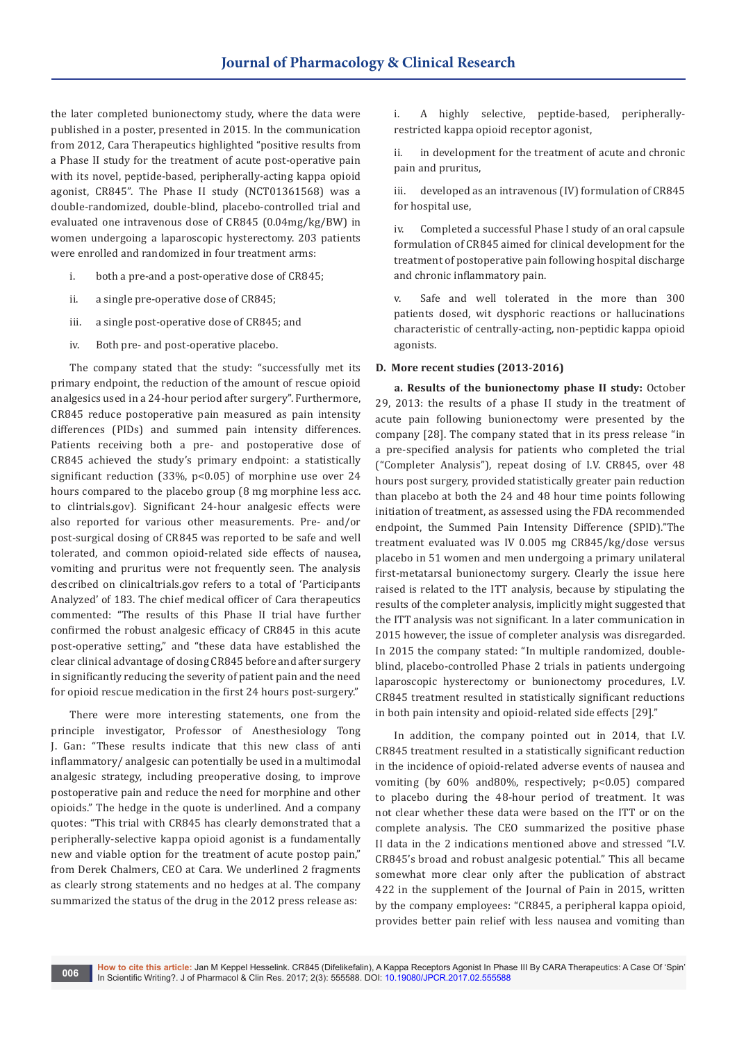the later completed bunionectomy study, where the data were published in a poster, presented in 2015. In the communication from 2012, Cara Therapeutics highlighted "positive results from a Phase II study for the treatment of acute post-operative pain with its novel, peptide-based, peripherally-acting kappa opioid agonist, CR845". The Phase II study (NCT01361568) was a double-randomized, double-blind, placebo-controlled trial and evaluated one intravenous dose of CR845 (0.04mg/kg/BW) in women undergoing a laparoscopic hysterectomy. 203 patients were enrolled and randomized in four treatment arms:

i. both a pre-and a post-operative dose of CR845;

ii. a single pre-operative dose of CR845;

iii. a single post-operative dose of CR845; and

iv. Both pre- and post-operative placebo.

The company stated that the study: "successfully met its primary endpoint, the reduction of the amount of rescue opioid analgesics used in a 24-hour period after surgery". Furthermore, CR845 reduce postoperative pain measured as pain intensity differences (PIDs) and summed pain intensity differences. Patients receiving both a pre- and postoperative dose of CR845 achieved the study's primary endpoint: a statistically significant reduction (33%, $p<0.05$) of morphine use over 24 hours compared to the placebo group (8 mg morphine less acc. to clintrials.gov). Significant 24-hour analgesic effects were also reported for various other measurements. Pre- and/or post-surgical dosing of CR845 was reported to be safe and well tolerated, and common opioid-related side effects of nausea, vomiting and pruritus were not frequently seen. The analysis described on clinicaltrials.gov refers to a total of 'Participants Analyzed' of 183. The chief medical officer of Cara therapeutics commented: "The results of this Phase II trial have further confirmed the robust analgesic efficacy of CR845 in this acute post-operative setting," and "these data have established the clear clinical advantage of dosing CR845 before and after surgery in significantly reducing the severity of patient pain and the need for opioid rescue medication in the first 24 hours post-surgery."

There were more interesting statements, one from the principle investigator, Professor of Anesthesiology Tong J. Gan: "These results indicate that this new class of anti inflammatory/ analgesic can potentially be used in a multimodal analgesic strategy, including preoperative dosing, to improve postoperative pain and reduce the need for morphine and other opioids." The hedge in the quote is underlined. And a company quotes: "This trial with CR845 has clearly demonstrated that a peripherally-selective kappa opioid agonist is a fundamentally new and viable option for the treatment of acute postop pain," from Derek Chalmers, CEO at Cara. We underlined 2 fragments as clearly strong statements and no hedges at al. The company summarized the status of the drug in the 2012 press release as:

i. A highly selective, peptide-based, peripherally-restricted kappa opioid receptor agonist,

ii. in development for the treatment of acute and chronic pain and pruritus,

iii. developed as an intravenous (IV) formulation of CR845 for hospital use,

iv. Completed a successful Phase I study of an oral capsule formulation of CR845 aimed for clinical development for the treatment of postoperative pain following hospital discharge and chronic inflammatory pain.

v. Safe and well tolerated in the more than 300 patients dosed, wit dysphoric reactions or hallucinations characteristic of centrally-acting, non-peptidic kappa opioid agonists.

**D. More recent studies (2013-2016)**

**a. Results of the bunionectomy phase II study:** October 29, 2013: the results of a phase II study in the treatment of acute pain following bunionectomy were presented by the company [28]. The company stated that in its press release "in a pre-specified analysis for patients who completed the trial ("Completer Analysis"), repeat dosing of I.V. CR845, over 48 hours post surgery, provided statistically greater pain reduction than placebo at both the 24 and 48 hour time points following initiation of treatment, as assessed using the FDA recommended endpoint, the Summed Pain Intensity Difference (SPID)."The treatment evaluated was IV 0.005 mg CR845/kg/dose versus placebo in 51 women and men undergoing a primary unilateral first-metatarsal bunionectomy surgery. Clearly the issue here raised is related to the ITT analysis, because by stipulating the results of the completer analysis, implicitly might suggested that the ITT analysis was not significant. In a later communication in 2015 however, the issue of completer analysis was disregarded. In 2015 the company stated: "In multiple randomized, double-blind, placebo-controlled Phase 2 trials in patients undergoing laparoscopic hysterectomy or bunionectomy procedures, I.V. CR845 treatment resulted in statistically significant reductions in both pain intensity and opioid-related side effects [29]."

In addition, the company pointed out in 2014, that I.V. CR845 treatment resulted in a statistically significant reduction in the incidence of opioid-related adverse events of nausea and vomiting (by 60% and80%, respectively; $p<0.05$) compared to placebo during the 48-hour period of treatment. It was not clear whether these data were based on the ITT or on the complete analysis. The CEO summarized the positive phase II data in the 2 indications mentioned above and stressed "I.V. CR845's broad and robust analgesic potential." This all became somewhat more clear only after the publication of abstract 422 in the supplement of the Journal of Pain in 2015, written by the company employees: "CR845, a peripheral kappa opioid, provides better pain relief with less nausea and vomiting than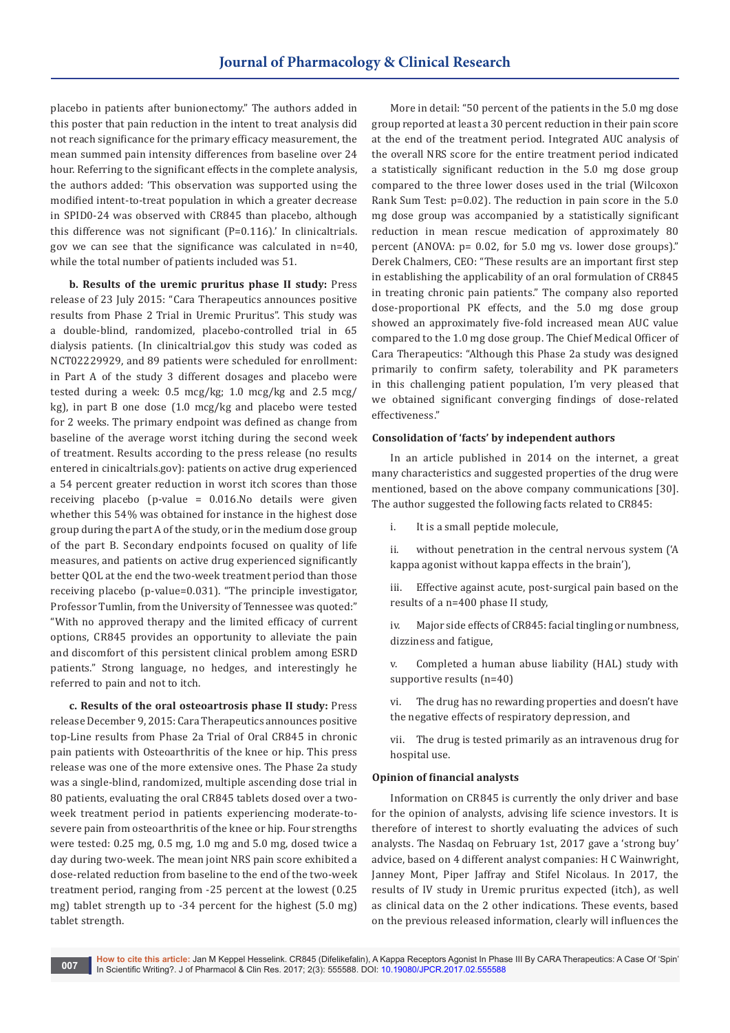placebo in patients after bunionectomy." The authors added in this poster that pain reduction in the intent to treat analysis did not reach significance for the primary efficacy measurement, the mean summed pain intensity differences from baseline over 24 hour. Referring to the significant effects in the complete analysis, the authors added: 'This observation was supported using the modified intent-to-treat population in which a greater decrease in SPID0-24 was observed with CR845 than placebo, although this difference was not significant (P=0.116).' In clinicaltrials.gov we can see that the significance was calculated in n=40, while the total number of patients included was 51.

**b. Results of the uremic pruritus phase II study:** Press release of 23 July 2015: "Cara Therapeutics announces positive results from Phase 2 Trial in Uremic Pruritus". This study was a double-blind, randomized, placebo-controlled trial in 65 dialysis patients. (In clinicaltrial.gov this study was coded as NCT02229929, and 89 patients were scheduled for enrollment: in Part A of the study 3 different dosages and placebo were tested during a week: 0.5 mcg/kg; 1.0 mcg/kg and 2.5 mcg/kg), in part B one dose (1.0 mcg/kg and placebo were tested for 2 weeks. The primary endpoint was defined as change from baseline of the average worst itching during the second week of treatment. Results according to the press release (no results entered in cinicaltrials.gov): patients on active drug experienced a 54 percent greater reduction in worst itch scores than those receiving placebo (p-value = 0.016.No details were given whether this 54% was obtained for instance in the highest dose group during the part A of the study, or in the medium dose group of the part B. Secondary endpoints focused on quality of life measures, and patients on active drug experienced significantly better QOL at the end the two-week treatment period than those receiving placebo (p-value=0.031). "The principle investigator, Professor Tumlin, from the University of Tennessee was quoted:" "With no approved therapy and the limited efficacy of current options, CR845 provides an opportunity to alleviate the pain and discomfort of this persistent clinical problem among ESRD patients." Strong language, no hedges, and interestingly he referred to pain and not to itch.

**c. Results of the oral osteoartrosis phase II study:** Press release December 9, 2015: Cara Therapeutics announces positive top-Line results from Phase 2a Trial of Oral CR845 in chronic pain patients with Osteoarthritis of the knee or hip. This press release was one of the more extensive ones. The Phase 2a study was a single-blind, randomized, multiple ascending dose trial in 80 patients, evaluating the oral CR845 tablets dosed over a two-week treatment period in patients experiencing moderate-to-severe pain from osteoarthritis of the knee or hip. Four strengths were tested: 0.25 mg, 0.5 mg, 1.0 mg and 5.0 mg, dosed twice a day during two-week. The mean joint NRS pain score exhibited a dose-related reduction from baseline to the end of the two-week treatment period, ranging from -25 percent at the lowest (0.25 mg) tablet strength up to -34 percent for the highest (5.0 mg) tablet strength.

More in detail: "50 percent of the patients in the 5.0 mg dose group reported at least a 30 percent reduction in their pain score at the end of the treatment period. Integrated AUC analysis of the overall NRS score for the entire treatment period indicated a statistically significant reduction in the 5.0 mg dose group compared to the three lower doses used in the trial (Wilcoxon Rank Sum Test: p=0.02). The reduction in pain score in the 5.0 mg dose group was accompanied by a statistically significant reduction in mean rescue medication of approximately 80 percent (ANOVA: p= 0.02, for 5.0 mg vs. lower dose groups)." Derek Chalmers, CEO: "These results are an important first step in establishing the applicability of an oral formulation of CR845 in treating chronic pain patients." The company also reported dose-proportional PK effects, and the 5.0 mg dose group showed an approximately five-fold increased mean AUC value compared to the 1.0 mg dose group. The Chief Medical Officer of Cara Therapeutics: "Although this Phase 2a study was designed primarily to confirm safety, tolerability and PK parameters in this challenging patient population, I'm very pleased that we obtained significant converging findings of dose-related effectiveness."

### Consolidation of 'facts' by independent authors

In an article published in 2014 on the internet, a great many characteristics and suggested properties of the drug were mentioned, based on the above company communications [30]. The author suggested the following facts related to CR845:

i. It is a small peptide molecule,

ii. without penetration in the central nervous system ('A kappa agonist without kappa effects in the brain'),

iii. Effective against acute, post-surgical pain based on the results of a n=400 phase II study,

iv. Major side effects of CR845: facial tingling or numbness, dizziness and fatigue,

v. Completed a human abuse liability (HAL) study with supportive results (n=40)

vi. The drug has no rewarding properties and doesn't have the negative effects of respiratory depression, and

vii. The drug is tested primarily as an intravenous drug for hospital use.

### Opinion of financial analysts

Information on CR845 is currently the only driver and base for the opinion of analysts, advising life science investors. It is therefore of interest to shortly evaluating the advices of such analysts. The Nasdaq on February 1st, 2017 gave a 'strong buy' advice, based on 4 different analyst companies: H C Wainwright, Janney Mont, Piper Jaffray and Stifel Nicolaus. In 2017, the results of IV study in Uremic pruritus expected (itch), as well as clinical data on the 2 other indications. These events, based on the previous released information, clearly will influences the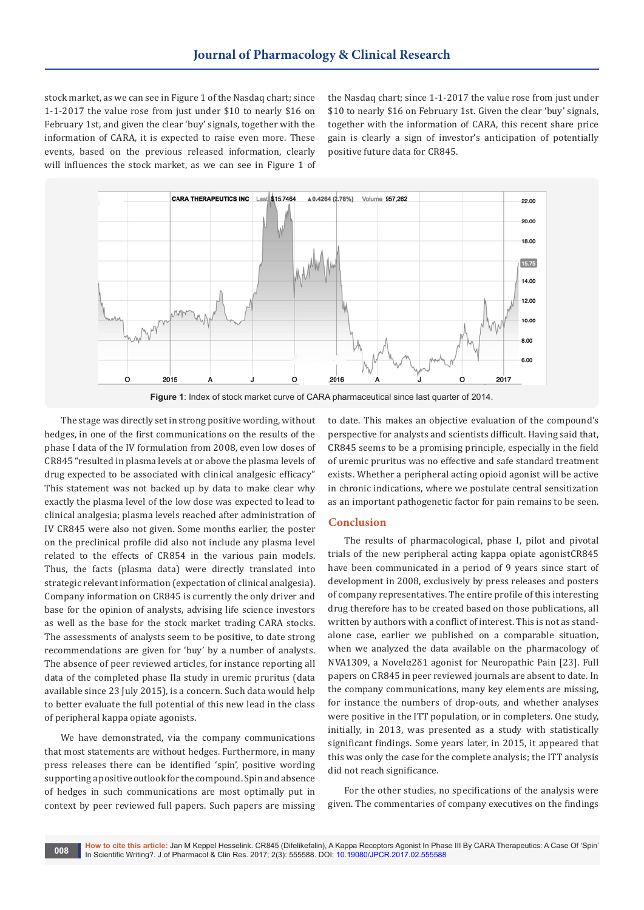stock market, as we can see in Figure 1 of the Nasdaq chart; since 1-1-2017 the value rose from just under $10 to nearly $16 on February 1st, and given the clear 'buy' signals, together with the information of CARA, it is expected to raise even more. These events, based on the previous released information, clearly will influences the stock market, as we can see in Figure 1 of the Nasdaq chart; since 1-1-2017 the value rose from just under $10 to nearly $16 on February 1st. Given the clear 'buy' signals, together with the information of CARA, this recent share price gain is clearly a sign of investor's anticipation of potentially positive future data for CR845.

**Figure 1**: Index of stock market curve of CARA pharmaceutical since last quarter of 2014.

The stage was directly set in strong positive wording, without hedges, in one of the first communications on the results of the phase I data of the IV formulation from 2008, even low doses of CR845 "resulted in plasma levels at or above the plasma levels of drug expected to be associated with clinical analgesic efficacy" This statement was not backed up by data to make clear why exactly the plasma level of the low dose was expected to lead to clinical analgesia; plasma levels reached after administration of IV CR845 were also not given. Some months earlier, the poster on the preclinical profile did also not include any plasma level related to the effects of CR854 in the various pain models. Thus, the facts (plasma data) were directly translated into strategic relevant information (expectation of clinical analgesia). Company information on CR845 is currently the only driver and base for the opinion of analysts, advising life science investors as well as the base for the stock market trading CARA stocks. The assessments of analysts seem to be positive, to date strong recommendations are given for 'buy' by a number of analysts. The absence of peer reviewed articles, for instance reporting all data of the completed phase IIa study in uremic pruritus (data available since 23 July 2015), is a concern. Such data would help to better evaluate the full potential of this new lead in the class of peripheral kappa opiate agonists.

We have demonstrated, via the company communications that most statements are without hedges. Furthermore, in many press releases there can be identified 'spin', positive wording supporting a positive outlook for the compound. Spin and absence of hedges in such communications are most optimally put in context by peer reviewed full papers. Such papers are missing to date. This makes an objective evaluation of the compound's perspective for analysts and scientists difficult. Having said that, CR845 seems to be a promising principle, especially in the field of uremic pruritus was no effective and safe standard treatment exists. Whether a peripheral acting opioid agonist will be active in chronic indications, where we postulate central sensitization as an important pathogenetic factor for pain remains to be seen.

## Conclusion

The results of pharmacological, phase I, pilot and pivotal trials of the new peripheral acting kappa opiate agonistCR845 have been communicated in a period of 9 years since start of development in 2008, exclusively by press releases and posters of company representatives. The entire profile of this interesting drug therefore has to be created based on those publications, all written by authors with a conflict of interest. This is not as stand-alone case, earlier we published on a comparable situation, when we analyzed the data available on the pharmacology of NVA1309, a Novel$\alpha 2\delta 1$ agonist for Neuropathic Pain [23]. Full papers on CR845 in peer reviewed journals are absent to date. In the company communications, many key elements are missing, for instance the numbers of drop-outs, and whether analyses were positive in the ITT population, or in completers. One study, initially, in 2013, was presented as a study with statistically significant findings. Some years later, in 2015, it appeared that this was only the case for the complete analysis; the ITT analysis did not reach significance.

For the other studies, no specifications of the analysis were given. The commentaries of company executives on the findings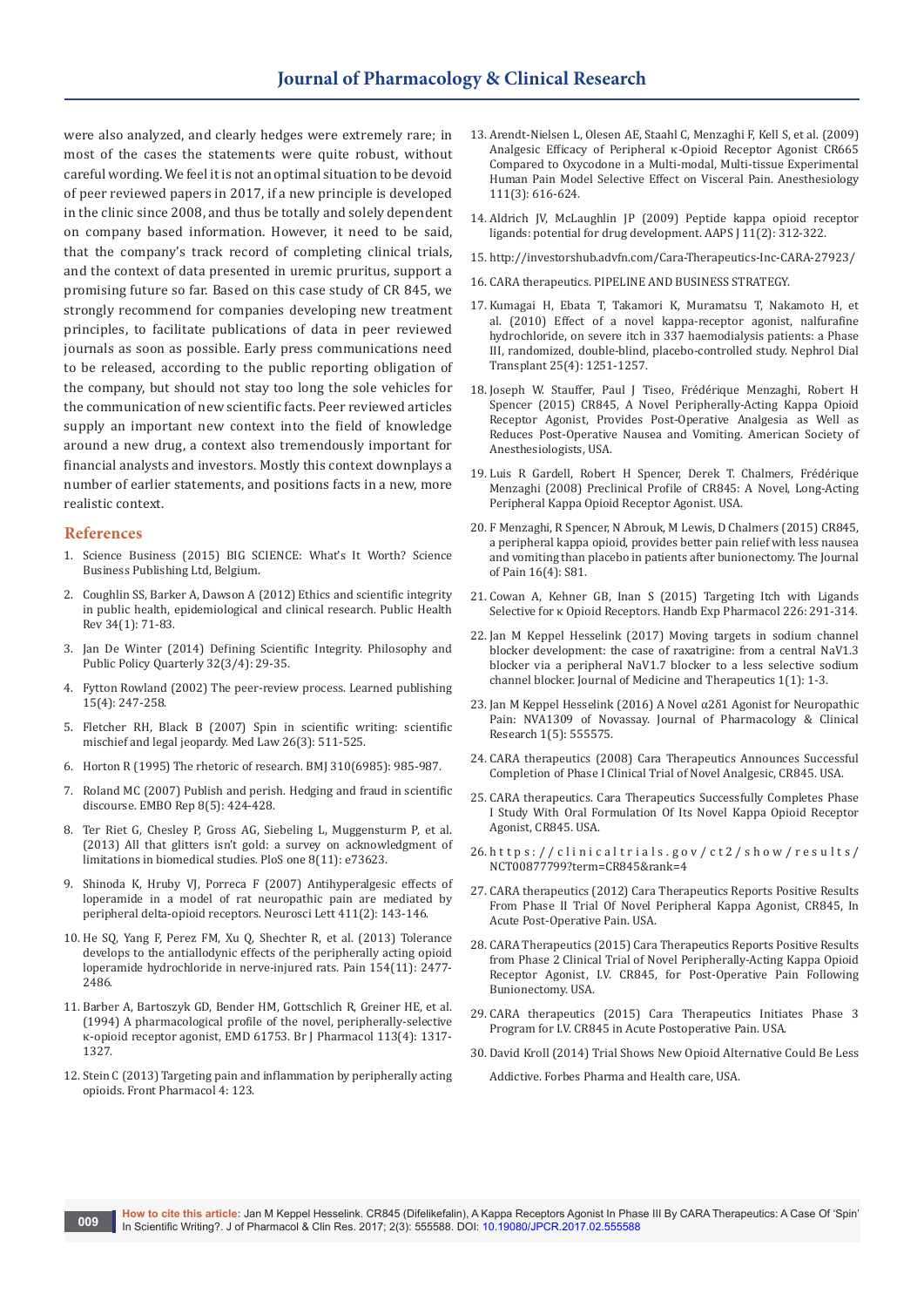were also analyzed, and clearly hedges were extremely rare; in most of the cases the statements were quite robust, without careful wording. We feel it is not an optimal situation to be devoid of peer reviewed papers in 2017, if a new principle is developed in the clinic since 2008, and thus be totally and solely dependent on company based information. However, it need to be said, that the company's track record of completing clinical trials, and the context of data presented in uremic pruritus, support a promising future so far. Based on this case study of CR 845, we strongly recommend for companies developing new treatment principles, to facilitate publications of data in peer reviewed journals as soon as possible. Early press communications need to be released, according to the public reporting obligation of the company, but should not stay too long the sole vehicles for the communication of new scientific facts. Peer reviewed articles supply an important new context into the field of knowledge around a new drug, a context also tremendously important for financial analysts and investors. Mostly this context downplays a number of earlier statements, and positions facts in a new, more realistic context.

## References

1. Science Business (2015) BIG SCIENCE: What's It Worth? Science Business Publishing Ltd, Belgium.
2. Coughlin SS, Barker A, Dawson A (2012) Ethics and scientific integrity in public health, epidemiological and clinical research. Public Health Rev 34(1): 71-83.
3. Jan De Winter (2014) Defining Scientific Integrity. Philosophy and Public Policy Quarterly 32(3/4): 29-35.
4. Fytton Rowland (2002) The peer-review process. Learned publishing 15(4): 247-258.
5. Fletcher RH, Black B (2007) Spin in scientific writing: scientific mischief and legal jeopardy. Med Law 26(3): 511-525.
6. Horton R (1995) The rhetoric of research. BMJ 310(6985): 985-987.
7. Roland MC (2007) Publish and perish. Hedging and fraud in scientific discourse. EMBO Rep 8(5): 424-428.
8. Ter Riet G, Chesley P, Gross AG, Siebeling L, Muggensturm P, et al. (2013) All that glitters isn't gold: a survey on acknowledgment of limitations in biomedical studies. PloS one 8(11): e73623.
9. Shinoda K, Hruby VJ, Porreca F (2007) Antihyperalgesic effects of loperamide in a model of rat neuropathic pain are mediated by peripheral delta-opioid receptors. Neurosci Lett 411(2): 143-146.
10. He SQ, Yang F, Perez FM, Xu Q, Shechter R, et al. (2013) Tolerance develops to the antiallodynic effects of the peripherally acting opioid loperamide hydrochloride in nerve-injured rats. Pain 154(11): 2477-2486.
11. Barber A, Bartoszyk GD, Bender HM, Gottschlich R, Greiner HE, et al. (1994) A pharmacological profile of the novel, peripherally-selective κ-opioid receptor agonist, EMD 61753. Br J Pharmacol 113(4): 1317-1327.
12. Stein C (2013) Targeting pain and inflammation by peripherally acting opioids. Front Pharmacol 4: 123.
13. Arendt-Nielsen L, Olesen AE, Staahl C, Menzaghi F, Kell S, et al. (2009) Analgesic Efficacy of Peripheral κ-Opioid Receptor Agonist CR665 Compared to Oxycodone in a Multi-modal, Multi-tissue Experimental Human Pain Model Selective Effect on Visceral Pain. Anesthesiology 111(3): 616-624.
14. Aldrich JV, McLaughlin JP (2009) Peptide kappa opioid receptor ligands: potential for drug development. AAPS J 11(2): 312-322.
15. http://investorshub.advfn.com/Cara-Therapeutics-Inc-CARA-27923/
16. CARA therapeutics. PIPELINE AND BUSINESS STRATEGY.
17. Kumagai H, Ebata T, Takamori K, Muramatsu T, Nakamoto H, et al. (2010) Effect of a novel kappa-receptor agonist, nalfurafine hydrochloride, on severe itch in 337 haemodialysis patients: a Phase III, randomized, double-blind, placebo-controlled study. Nephrol Dial Transplant 25(4): 1251-1257.
18. Joseph W. Stauffer, Paul J Tiseo, Frédérique Menzaghi, Robert H Spencer (2015) CR845, A Novel Peripherally-Acting Kappa Opioid Receptor Agonist, Provides Post-Operative Analgesia as Well as Reduces Post-Operative Nausea and Vomiting. American Society of Anesthesiologists, USA.
19. Luis R Gardell, Robert H Spencer, Derek T. Chalmers, Frédérique Menzaghi (2008) Preclinical Profile of CR845: A Novel, Long-Acting Peripheral Kappa Opioid Receptor Agonist. USA.
20. F Menzaghi, R Spencer, N Abrouk, M Lewis, D Chalmers (2015) CR845, a peripheral kappa opioid, provides better pain relief with less nausea and vomiting than placebo in patients after bunionectomy. The Journal of Pain 16(4): S81.
21. Cowan A, Kehner GB, Inan S (2015) Targeting Itch with Ligands Selective for κ Opioid Receptors. Handb Exp Pharmacol 226: 291-314.
22. Jan M Keppel Hesselink (2017) Moving targets in sodium channel blocker development: the case of raxatrigine: from a central NaV1.3 blocker via a peripheral NaV1.7 blocker to a less selective sodium channel blocker. Journal of Medicine and Therapeutics 1(1): 1-3.
23. Jan M Keppel Hesselink (2016) A Novel α2δ1 Agonist for Neuropathic Pain: NVA1309 of Novassay. Journal of Pharmacology & Clinical Research 1(5): 555575.
24. CARA therapeutics (2008) Cara Therapeutics Announces Successful Completion of Phase I Clinical Trial of Novel Analgesic, CR845. USA.
25. CARA therapeutics. Cara Therapeutics Successfully Completes Phase I Study With Oral Formulation Of Its Novel Kappa Opioid Receptor Agonist, CR845. USA.
26. https://clinicaltrials.gov/ct2/show/results/NCT00877799?term=CR845&rank=4
27. CARA therapeutics (2012) Cara Therapeutics Reports Positive Results From Phase II Trial Of Novel Peripheral Kappa Agonist, CR845, In Acute Post-Operative Pain. USA.
28. CARA Therapeutics (2015) Cara Therapeutics Reports Positive Results from Phase 2 Clinical Trial of Novel Peripherally-Acting Kappa Opioid Receptor Agonist, I.V. CR845, for Post-Operative Pain Following Bunionectomy. USA.
29. CARA therapeutics (2015) Cara Therapeutics Initiates Phase 3 Program for I.V. CR845 in Acute Postoperative Pain. USA.
30. David Kroll (2014) Trial Shows New Opioid Alternative Could Be Less Addictive. Forbes Pharma and Health care, USA.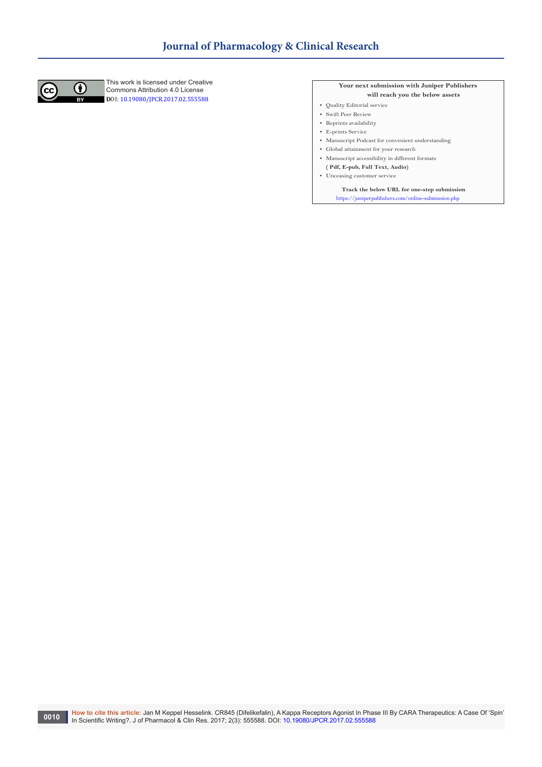This work is licensed under Creative Commons Attribution 4.0 License
DOI: 10.19080/JPCR.2017.02.555588

**Your next submission with Juniper Publishers will reach you the below assets**

- Quality Editorial service
- Swift Peer Review
- Reprints availability
- E-prints Service
- Manuscript Podcast for convenient understanding
- Global attainment for your research
- Manuscript accessibility in different formats
  **( Pdf, E-pub, Full Text, Audio)**
- Unceasing customer service

**Track the below URL for one-step submission**
https://juniperpublishers.com/online-submission.php

**How to cite this article:** Jan M Keppel Hesselink. CR845 (Difelikefalin), A Kappa Receptors Agonist In Phase III By CARA Therapeutics: A Case Of 'Spin' In Scientific Writing?. J of Pharmacol & Clin Res. 2017; 2(3): 555588. DOI: 10.19080/JPCR.2017.02.555588